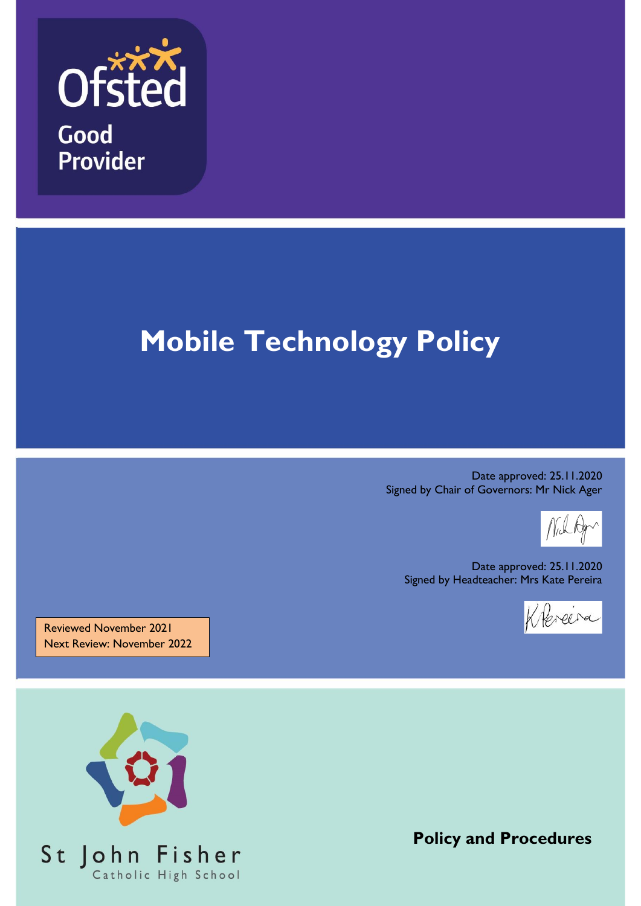Ofsted

Good Provider

# Mobile Technology Policy

Date approved: 25.11.2020
Signed by Chair of Governors: Mr Nick Ager

Date approved: 25.11.2020
Signed by Headteacher: Mrs Kate Pereira

Reviewed November 2021
Next Review: November 2022

St John Fisher
Catholic High School

**Policy and Procedures**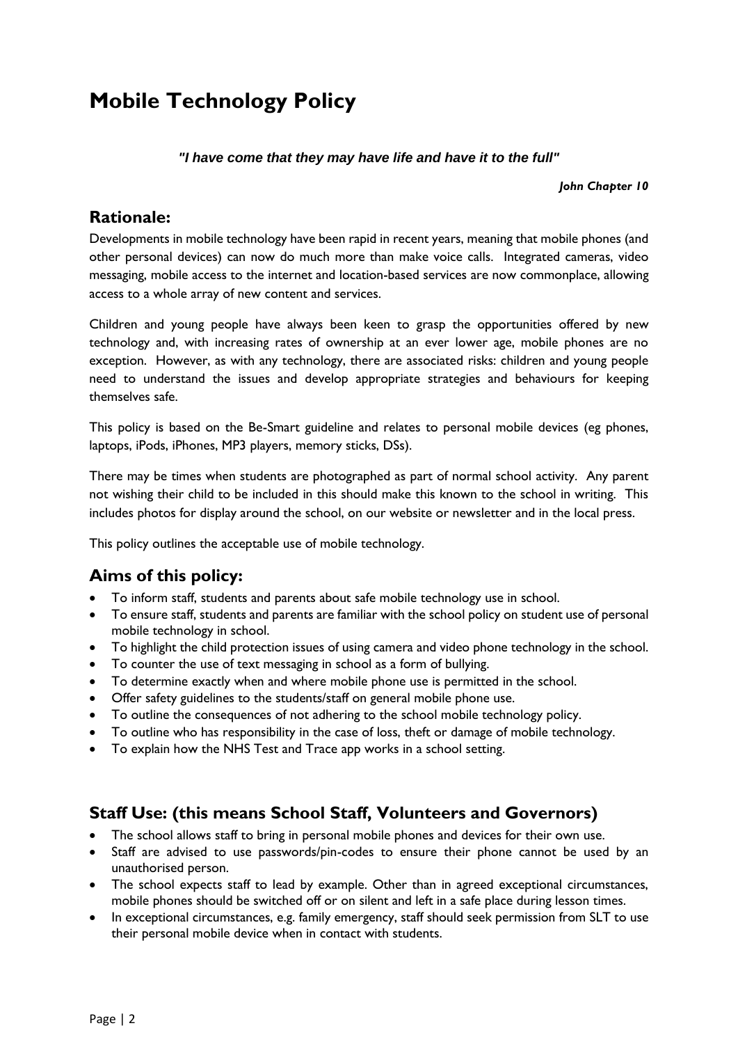# Mobile Technology Policy

***"I have come that they may have life and have it to the full"***

***John Chapter 10***

## Rationale:

Developments in mobile technology have been rapid in recent years, meaning that mobile phones (and other personal devices) can now do much more than make voice calls. Integrated cameras, video messaging, mobile access to the internet and location-based services are now commonplace, allowing access to a whole array of new content and services.

Children and young people have always been keen to grasp the opportunities offered by new technology and, with increasing rates of ownership at an ever lower age, mobile phones are no exception. However, as with any technology, there are associated risks: children and young people need to understand the issues and develop appropriate strategies and behaviours for keeping themselves safe.

This policy is based on the Be-Smart guideline and relates to personal mobile devices (eg phones, laptops, iPods, iPhones, MP3 players, memory sticks, DSs).

There may be times when students are photographed as part of normal school activity. Any parent not wishing their child to be included in this should make this known to the school in writing. This includes photos for display around the school, on our website or newsletter and in the local press.

This policy outlines the acceptable use of mobile technology.

## Aims of this policy:

- To inform staff, students and parents about safe mobile technology use in school.
- To ensure staff, students and parents are familiar with the school policy on student use of personal mobile technology in school.
- To highlight the child protection issues of using camera and video phone technology in the school.
- To counter the use of text messaging in school as a form of bullying.
- To determine exactly when and where mobile phone use is permitted in the school.
- Offer safety guidelines to the students/staff on general mobile phone use.
- To outline the consequences of not adhering to the school mobile technology policy.
- To outline who has responsibility in the case of loss, theft or damage of mobile technology.
- To explain how the NHS Test and Trace app works in a school setting.

## Staff Use: (this means School Staff, Volunteers and Governors)

- The school allows staff to bring in personal mobile phones and devices for their own use.
- Staff are advised to use passwords/pin-codes to ensure their phone cannot be used by an unauthorised person.
- The school expects staff to lead by example. Other than in agreed exceptional circumstances, mobile phones should be switched off or on silent and left in a safe place during lesson times.
- In exceptional circumstances, e.g. family emergency, staff should seek permission from SLT to use their personal mobile device when in contact with students.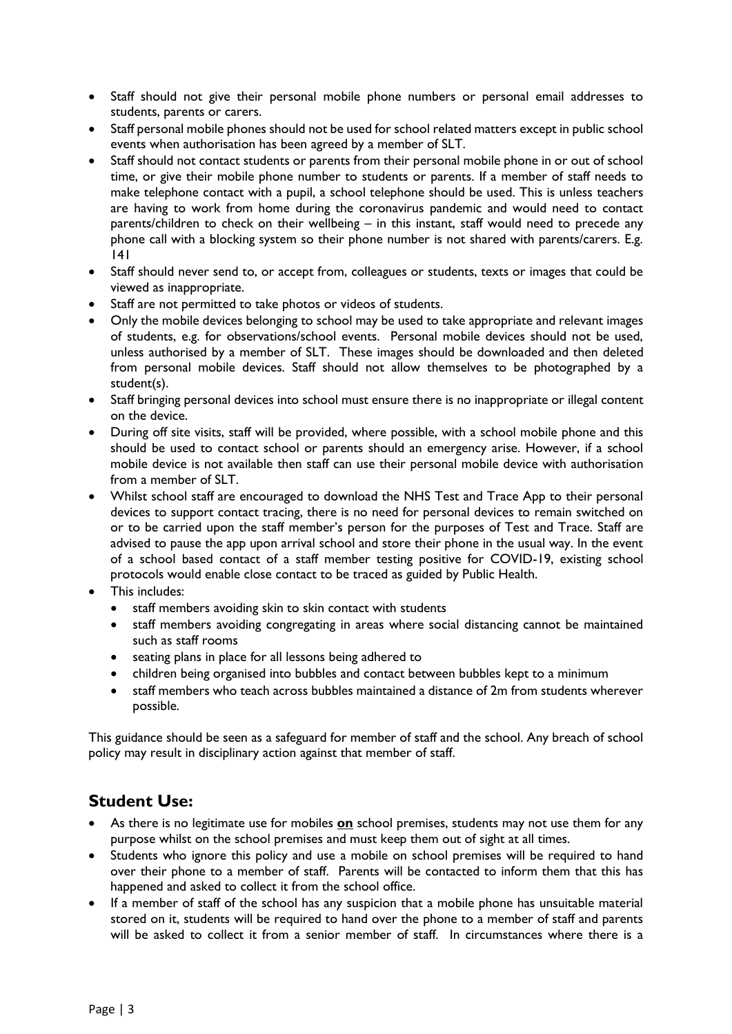- Staff should not give their personal mobile phone numbers or personal email addresses to students, parents or carers.
- Staff personal mobile phones should not be used for school related matters except in public school events when authorisation has been agreed by a member of SLT.
- Staff should not contact students or parents from their personal mobile phone in or out of school time, or give their mobile phone number to students or parents. If a member of staff needs to make telephone contact with a pupil, a school telephone should be used. This is unless teachers are having to work from home during the coronavirus pandemic and would need to contact parents/children to check on their wellbeing – in this instant, staff would need to precede any phone call with a blocking system so their phone number is not shared with parents/carers. E.g. 141
- Staff should never send to, or accept from, colleagues or students, texts or images that could be viewed as inappropriate.
- Staff are not permitted to take photos or videos of students.
- Only the mobile devices belonging to school may be used to take appropriate and relevant images of students, e.g. for observations/school events. Personal mobile devices should not be used, unless authorised by a member of SLT. These images should be downloaded and then deleted from personal mobile devices. Staff should not allow themselves to be photographed by a student(s).
- Staff bringing personal devices into school must ensure there is no inappropriate or illegal content on the device.
- During off site visits, staff will be provided, where possible, with a school mobile phone and this should be used to contact school or parents should an emergency arise. However, if a school mobile device is not available then staff can use their personal mobile device with authorisation from a member of SLT.
- Whilst school staff are encouraged to download the NHS Test and Trace App to their personal devices to support contact tracing, there is no need for personal devices to remain switched on or to be carried upon the staff member's person for the purposes of Test and Trace. Staff are advised to pause the app upon arrival school and store their phone in the usual way. In the event of a school based contact of a staff member testing positive for COVID-19, existing school protocols would enable close contact to be traced as guided by Public Health.
- This includes:
  - staff members avoiding skin to skin contact with students
  - staff members avoiding congregating in areas where social distancing cannot be maintained such as staff rooms
  - seating plans in place for all lessons being adhered to
  - children being organised into bubbles and contact between bubbles kept to a minimum
  - staff members who teach across bubbles maintained a distance of 2m from students wherever possible.

This guidance should be seen as a safeguard for member of staff and the school. Any breach of school policy may result in disciplinary action against that member of staff.

## Student Use:

- As there is no legitimate use for mobiles **on** school premises, students may not use them for any purpose whilst on the school premises and must keep them out of sight at all times.
- Students who ignore this policy and use a mobile on school premises will be required to hand over their phone to a member of staff. Parents will be contacted to inform them that this has happened and asked to collect it from the school office.
- If a member of staff of the school has any suspicion that a mobile phone has unsuitable material stored on it, students will be required to hand over the phone to a member of staff and parents will be asked to collect it from a senior member of staff. In circumstances where there is a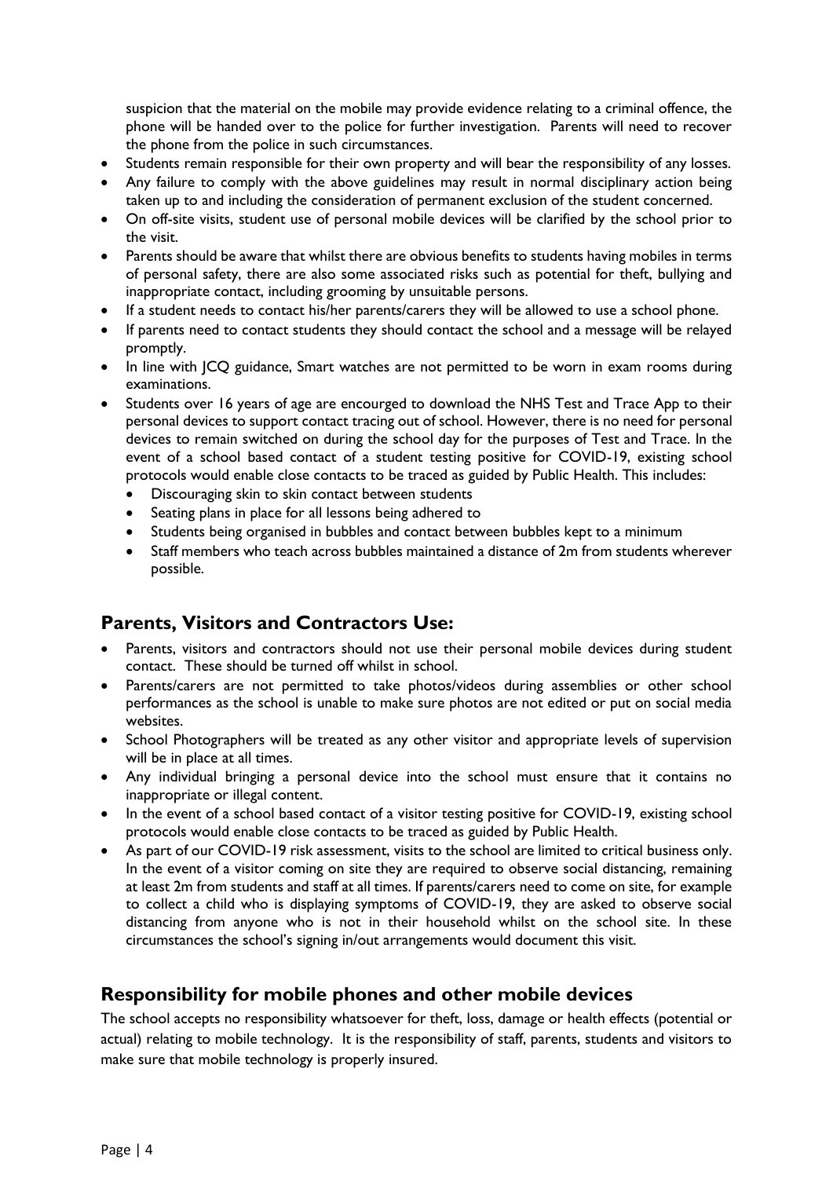suspicion that the material on the mobile may provide evidence relating to a criminal offence, the phone will be handed over to the police for further investigation. Parents will need to recover the phone from the police in such circumstances.

- Students remain responsible for their own property and will bear the responsibility of any losses.
- Any failure to comply with the above guidelines may result in normal disciplinary action being taken up to and including the consideration of permanent exclusion of the student concerned.
- On off-site visits, student use of personal mobile devices will be clarified by the school prior to the visit.
- Parents should be aware that whilst there are obvious benefits to students having mobiles in terms of personal safety, there are also some associated risks such as potential for theft, bullying and inappropriate contact, including grooming by unsuitable persons.
- If a student needs to contact his/her parents/carers they will be allowed to use a school phone.
- If parents need to contact students they should contact the school and a message will be relayed promptly.
- In line with JCQ guidance, Smart watches are not permitted to be worn in exam rooms during examinations.
- Students over 16 years of age are encourged to download the NHS Test and Trace App to their personal devices to support contact tracing out of school. However, there is no need for personal devices to remain switched on during the school day for the purposes of Test and Trace. In the event of a school based contact of a student testing positive for COVID-19, existing school protocols would enable close contacts to be traced as guided by Public Health. This includes:
  - Discouraging skin to skin contact between students
  - Seating plans in place for all lessons being adhered to
  - Students being organised in bubbles and contact between bubbles kept to a minimum
  - Staff members who teach across bubbles maintained a distance of 2m from students wherever possible.

## Parents, Visitors and Contractors Use:

- Parents, visitors and contractors should not use their personal mobile devices during student contact. These should be turned off whilst in school.
- Parents/carers are not permitted to take photos/videos during assemblies or other school performances as the school is unable to make sure photos are not edited or put on social media websites.
- School Photographers will be treated as any other visitor and appropriate levels of supervision will be in place at all times.
- Any individual bringing a personal device into the school must ensure that it contains no inappropriate or illegal content.
- In the event of a school based contact of a visitor testing positive for COVID-19, existing school protocols would enable close contacts to be traced as guided by Public Health.
- As part of our COVID-19 risk assessment, visits to the school are limited to critical business only. In the event of a visitor coming on site they are required to observe social distancing, remaining at least 2m from students and staff at all times. If parents/carers need to come on site, for example to collect a child who is displaying symptoms of COVID-19, they are asked to observe social distancing from anyone who is not in their household whilst on the school site. In these circumstances the school's signing in/out arrangements would document this visit.

## Responsibility for mobile phones and other mobile devices

The school accepts no responsibility whatsoever for theft, loss, damage or health effects (potential or actual) relating to mobile technology. It is the responsibility of staff, parents, students and visitors to make sure that mobile technology is properly insured.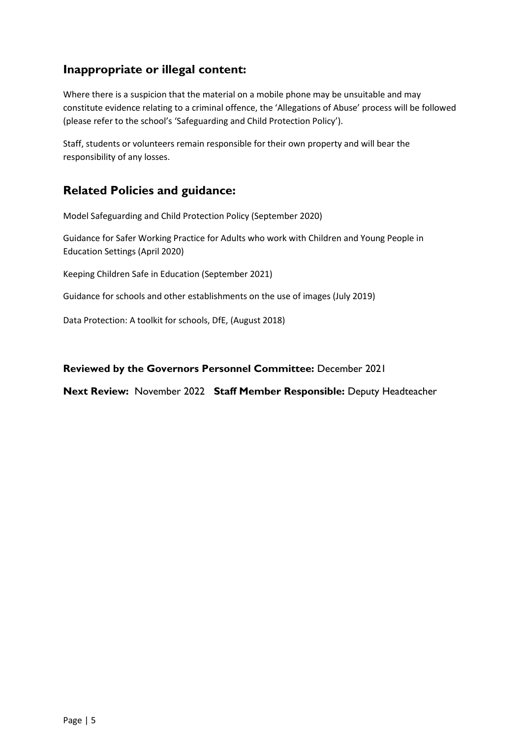## Inappropriate or illegal content:

Where there is a suspicion that the material on a mobile phone may be unsuitable and may constitute evidence relating to a criminal offence, the 'Allegations of Abuse' process will be followed (please refer to the school's 'Safeguarding and Child Protection Policy').

Staff, students or volunteers remain responsible for their own property and will bear the responsibility of any losses.

## Related Policies and guidance:

Model Safeguarding and Child Protection Policy (September 2020)

Guidance for Safer Working Practice for Adults who work with Children and Young People in Education Settings (April 2020)

Keeping Children Safe in Education (September 2021)

Guidance for schools and other establishments on the use of images (July 2019)

Data Protection: A toolkit for schools, DfE, (August 2018)

**Reviewed by the Governors Personnel Committee:** December 2021

**Next Review:** November 2022 **Staff Member Responsible:** Deputy Headteacher